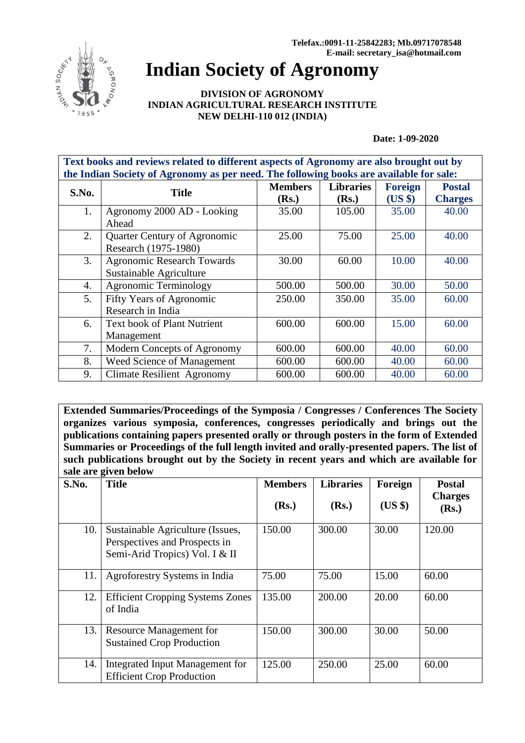Telefax.:0091-11-25842283; Mb.09717078548
E-mail: secretary_isa@hotmail.com

# Indian Society of Agronomy

**DIVISION OF AGRONOMY**
**INDIAN AGRICULTURAL RESEARCH INSTITUTE**
**NEW DELHI-110 012 (INDIA)**

**Date: 1-09-2020**

**Text books and reviews related to different aspects of Agronomy are also brought out by the Indian Society of Agronomy as per need. The following books are available for sale:**

| S.No. | Title | Members (Rs.) | Libraries (Rs.) | Foreign (US $) | Postal Charges |
|---|---|---|---|---|---|
| 1. | Agronomy 2000 AD - Looking Ahead | 35.00 | 105.00 | 35.00 | 40.00 |
| 2. | Quarter Century of Agronomic Research (1975-1980) | 25.00 | 75.00 | 25.00 | 40.00 |
| 3. | Agronomic Research Towards Sustainable Agriculture | 30.00 | 60.00 | 10.00 | 40.00 |
| 4. | Agronomic Terminology | 500.00 | 500.00 | 30.00 | 50.00 |
| 5. | Fifty Years of Agronomic Research in India | 250.00 | 350.00 | 35.00 | 60.00 |
| 6. | Text book of Plant Nutrient Management | 600.00 | 600.00 | 15.00 | 60.00 |
| 7. | Modern Concepts of Agronomy | 600.00 | 600.00 | 40.00 | 60.00 |
| 8. | Weed Science of Management | 600.00 | 600.00 | 40.00 | 60.00 |
| 9. | Climate Resilient Agronomy | 600.00 | 600.00 | 40.00 | 60.00 |

**Extended Summaries/Proceedings of the Symposia / Congresses / Conferences The Society organizes various symposia, conferences, congresses periodically and brings out the publications containing papers presented orally or through posters in the form of Extended Summaries or Proceedings of the full length invited and orally-presented papers. The list of such publications brought out by the Society in recent years and which are available for sale are given below**

| S.No. | Title | Members (Rs.) | Libraries (Rs.) | Foreign (US $) | Postal Charges (Rs.) |
|---|---|---|---|---|---|
| 10. | Sustainable Agriculture (Issues, Perspectives and Prospects in Semi-Arid Tropics) Vol. I & II | 150.00 | 300.00 | 30.00 | 120.00 |
| 11. | Agroforestry Systems in India | 75.00 | 75.00 | 15.00 | 60.00 |
| 12. | Efficient Cropping Systems Zones of India | 135.00 | 200.00 | 20.00 | 60.00 |
| 13. | Resource Management for Sustained Crop Production | 150.00 | 300.00 | 30.00 | 50.00 |
| 14. | Integrated Input Management for Efficient Crop Production | 125.00 | 250.00 | 25.00 | 60.00 |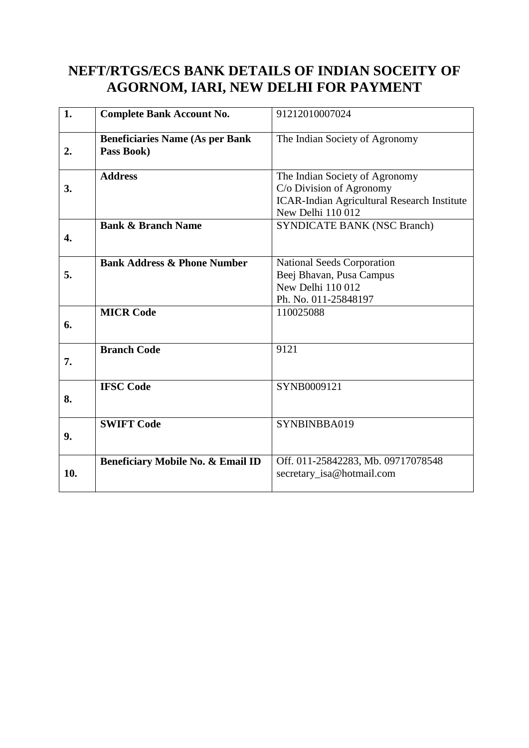# NEFT/RTGS/ECS BANK DETAILS OF INDIAN SOCEITY OF AGORNOM, IARI, NEW DELHI FOR PAYMENT

| | | |
|---|---|---|
| **1.** | **Complete Bank Account No.** | 91212010007024 |
| **2.** | **Beneficiaries Name (As per Bank Pass Book)** | The Indian Society of Agronomy |
| **3.** | **Address** | The Indian Society of Agronomy<br>C/o Division of Agronomy<br>ICAR-Indian Agricultural Research Institute<br>New Delhi 110 012 |
| **4.** | **Bank & Branch Name** | SYNDICATE BANK (NSC Branch) |
| **5.** | **Bank Address & Phone Number** | National Seeds Corporation<br>Beej Bhavan, Pusa Campus<br>New Delhi 110 012<br>Ph. No. 011-25848197 |
| **6.** | **MICR Code** | 110025088 |
| **7.** | **Branch Code** | 9121 |
| **8.** | **IFSC Code** | SYNB0009121 |
| **9.** | **SWIFT Code** | SYNBINBBA019 |
| **10.** | **Beneficiary Mobile No. & Email ID** | Off. 011-25842283, Mb. 09717078548<br>secretary_isa@hotmail.com |